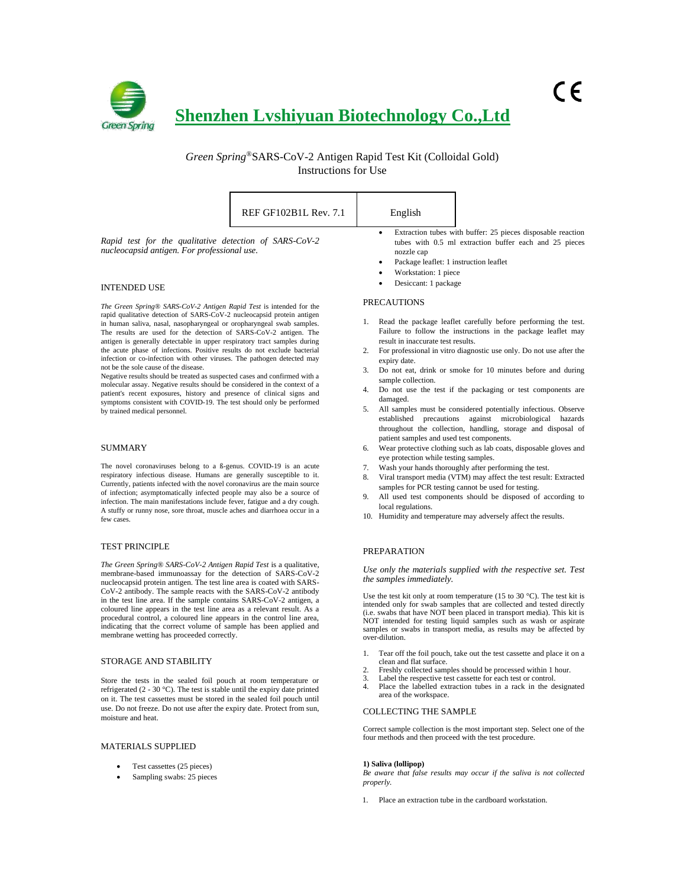# Shenzhen Lvshiyuan Biotechnology Co.,Ltd

CE

*Green Spring*® SARS-CoV-2 Antigen Rapid Test Kit (Colloidal Gold)
Instructions for Use

| REF GF102B1L Rev. 7.1 | English |
|---|---|

*Rapid test for the qualitative detection of SARS-CoV-2 nucleocapsid antigen. For professional use.*

## INTENDED USE

*The Green Spring® SARS-CoV-2 Antigen Rapid Test* is intended for the rapid qualitative detection of SARS-CoV-2 nucleocapsid protein antigen in human saliva, nasal, nasopharyngeal or oropharyngeal swab samples. The results are used for the detection of SARS-CoV-2 antigen. The antigen is generally detectable in upper respiratory tract samples during the acute phase of infections. Positive results do not exclude bacterial infection or co-infection with other viruses. The pathogen detected may not be the sole cause of the disease.

Negative results should be treated as suspected cases and confirmed with a molecular assay. Negative results should be considered in the context of a patient's recent exposures, history and presence of clinical signs and symptoms consistent with COVID-19. The test should only be performed by trained medical personnel.

## SUMMARY

The novel coronaviruses belong to a ß-genus. COVID-19 is an acute respiratory infectious disease. Humans are generally susceptible to it. Currently, patients infected with the novel coronavirus are the main source of infection; asymptomatically infected people may also be a source of infection. The main manifestations include fever, fatigue and a dry cough. A stuffy or runny nose, sore throat, muscle aches and diarrhoea occur in a few cases.

## TEST PRINCIPLE

*The Green Spring® SARS-CoV-2 Antigen Rapid Test* is a qualitative, membrane-based immunoassay for the detection of SARS-CoV-2 nucleocapsid protein antigen. The test line area is coated with SARS-CoV-2 antibody. The sample reacts with the SARS-CoV-2 antibody in the test line area. If the sample contains SARS-CoV-2 antigen, a coloured line appears in the test line area as a relevant result. As a procedural control, a coloured line appears in the control line area, indicating that the correct volume of sample has been applied and membrane wetting has proceeded correctly.

## STORAGE AND STABILITY

Store the tests in the sealed foil pouch at room temperature or refrigerated (2 - 30 °C). The test is stable until the expiry date printed on it. The test cassettes must be stored in the sealed foil pouch until use. Do not freeze. Do not use after the expiry date. Protect from sun, moisture and heat.

## MATERIALS SUPPLIED

- Test cassettes (25 pieces)
- Sampling swabs: 25 pieces
- Extraction tubes with buffer: 25 pieces disposable reaction tubes with 0.5 ml extraction buffer each and 25 pieces nozzle cap
- Package leaflet: 1 instruction leaflet
- Workstation: 1 piece
- Desiccant: 1 package

## PRECAUTIONS

1. Read the package leaflet carefully before performing the test. Failure to follow the instructions in the package leaflet may result in inaccurate test results.
2. For professional in vitro diagnostic use only. Do not use after the expiry date.
3. Do not eat, drink or smoke for 10 minutes before and during sample collection.
4. Do not use the test if the packaging or test components are damaged.
5. All samples must be considered potentially infectious. Observe established precautions against microbiological hazards throughout the collection, handling, storage and disposal of patient samples and used test components.
6. Wear protective clothing such as lab coats, disposable gloves and eye protection while testing samples.
7. Wash your hands thoroughly after performing the test.
8. Viral transport media (VTM) may affect the test result: Extracted samples for PCR testing cannot be used for testing.
9. All used test components should be disposed of according to local regulations.
10. Humidity and temperature may adversely affect the results.

## PREPARATION

*Use only the materials supplied with the respective set. Test the samples immediately.*

Use the test kit only at room temperature (15 to 30 °C). The test kit is intended only for swab samples that are collected and tested directly (i.e. swabs that have NOT been placed in transport media). This kit is NOT intended for testing liquid samples such as wash or aspirate samples or swabs in transport media, as results may be affected by over-dilution.

1. Tear off the foil pouch, take out the test cassette and place it on a clean and flat surface.
2. Freshly collected samples should be processed within 1 hour.
3. Label the respective test cassette for each test or control.
4. Place the labelled extraction tubes in a rack in the designated area of the workspace.

## COLLECTING THE SAMPLE

Correct sample collection is the most important step. Select one of the four methods and then proceed with the test procedure.

**1) Saliva (lollipop)**

*Be aware that false results may occur if the saliva is not collected properly.*

1. Place an extraction tube in the cardboard workstation.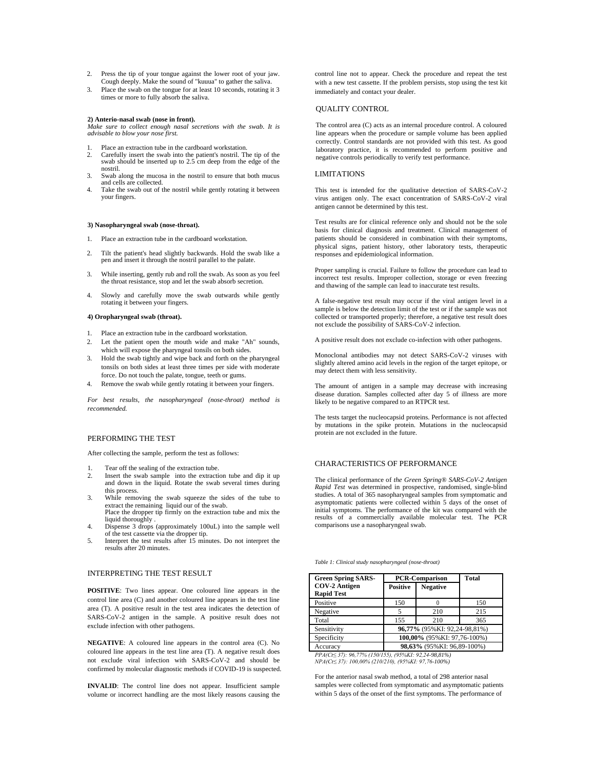2. Press the tip of your tongue against the lower root of your jaw. Cough deeply. Make the sound of "kuuua" to gather the saliva.
3. Place the swab on the tongue for at least 10 seconds, rotating it 3 times or more to fully absorb the saliva.

**2) Anterio-nasal swab (nose in front).**

*Make sure to collect enough nasal secretions with the swab. It is advisable to blow your nose first.*

1. Place an extraction tube in the cardboard workstation.
2. Carefully insert the swab into the patient's nostril. The tip of the swab should be inserted up to 2.5 cm deep from the edge of the nostril.
3. Swab along the mucosa in the nostril to ensure that both mucus and cells are collected.
4. Take the swab out of the nostril while gently rotating it between your fingers.

**3) Nasopharyngeal swab (nose-throat).**

1. Place an extraction tube in the cardboard workstation.
2. Tilt the patient's head slightly backwards. Hold the swab like a pen and insert it through the nostril parallel to the palate.
3. While inserting, gently rub and roll the swab. As soon as you feel the throat resistance, stop and let the swab absorb secretion.
4. Slowly and carefully move the swab outwards while gently rotating it between your fingers.

**4) Oropharyngeal swab (throat).**

1. Place an extraction tube in the cardboard workstation.
2. Let the patient open the mouth wide and make "Ah" sounds, which will expose the pharyngeal tonsils on both sides.
3. Hold the swab tightly and wipe back and forth on the pharyngeal tonsils on both sides at least three times per side with moderate force. Do not touch the palate, tongue, teeth or gums.
4. Remove the swab while gently rotating it between your fingers.

*For best results, the nasopharyngeal (nose-throat) method is recommended.*

## PERFORMING THE TEST

After collecting the sample, perform the test as follows:

1. Tear off the sealing of the extraction tube.
2. Insert the swab sample into the extraction tube and dip it up and down in the liquid. Rotate the swab several times during this process.
3. While removing the swab squeeze the sides of the tube to extract the remaining liquid our of the swab.
   Place the dropper tip firmly on the extraction tube and mix the liquid thoroughly .
4. Dispense 3 drops (approximately 100uL) into the sample well of the test cassette via the dropper tip.
5. Interpret the test results after 15 minutes. Do not interpret the results after 20 minutes.

## INTERPRETING THE TEST RESULT

**POSITIVE**: Two lines appear. One coloured line appears in the control line area (C) and another coloured line appears in the test line area (T). A positive result in the test area indicates the detection of SARS-CoV-2 antigen in the sample. A positive result does not exclude infection with other pathogens.

**NEGATIVE**: A coloured line appears in the control area (C). No coloured line appears in the test line area (T). A negative result does not exclude viral infection with SARS-CoV-2 and should be confirmed by molecular diagnostic methods if COVID-19 is suspected.

**INVALID**: The control line does not appear. Insufficient sample volume or incorrect handling are the most likely reasons causing the control line not to appear. Check the procedure and repeat the test with a new test cassette. If the problem persists, stop using the test kit immediately and contact your dealer.

## QUALITY CONTROL

The control area (C) acts as an internal procedure control. A coloured line appears when the procedure or sample volume has been applied correctly. Control standards are not provided with this test. As good laboratory practice, it is recommended to perform positive and negative controls periodically to verify test performance.

## LIMITATIONS

This test is intended for the qualitative detection of SARS-CoV-2 virus antigen only. The exact concentration of SARS-CoV-2 viral antigen cannot be determined by this test.

Test results are for clinical reference only and should not be the sole basis for clinical diagnosis and treatment. Clinical management of patients should be considered in combination with their symptoms, physical signs, patient history, other laboratory tests, therapeutic responses and epidemiological information.

Proper sampling is crucial. Failure to follow the procedure can lead to incorrect test results. Improper collection, storage or even freezing and thawing of the sample can lead to inaccurate test results.

A false-negative test result may occur if the viral antigen level in a sample is below the detection limit of the test or if the sample was not collected or transported properly; therefore, a negative test result does not exclude the possibility of SARS-CoV-2 infection.

A positive result does not exclude co-infection with other pathogens.

Monoclonal antibodies may not detect SARS-CoV-2 viruses with slightly altered amino acid levels in the region of the target epitope, or may detect them with less sensitivity.

The amount of antigen in a sample may decrease with increasing disease duration. Samples collected after day 5 of illness are more likely to be negative compared to an RTPCR test.

The tests target the nucleocapsid proteins. Performance is not affected by mutations in the spike protein. Mutations in the nucleocapsid protein are not excluded in the future.

## CHARACTERISTICS OF PERFORMANCE

The clinical performance of *the Green Spring® SARS-CoV-2 Antigen Rapid Test* was determined in prospective, randomised, single-blind studies. A total of 365 nasopharyngeal samples from symptomatic and asymptomatic patients were collected within 5 days of the onset of initial symptoms. The performance of the kit was compared with the results of a commercially available molecular test. The PCR comparisons use a nasopharyngeal swab.

*Table 1: Clinical study nasopharyngeal (nose-throat)*

| Green Spring SARS-COV-2 Antigen Rapid Test | PCR-Comparison | | Total |
|---|---|---|---|
| | **Positive** | **Negative** | |
| Positive | 150 | 0 | 150 |
| Negative | 5 | 210 | 215 |
| Total | 155 | 210 | 365 |
| Sensitivity | **96,77%** (95%KI: 92,24-98,81%) | | |
| Specificity | **100,00%** (95%KI: 97,76-100%) | | |
| Accuracy | **98,63%** (95%KI: 96,89-100%) | | |

*PPA(Ct≤ 37): 96,77% (150/155), (95%KI: 92,24-98,81%)*
*NPA(Ct≤ 37): 100,00% (210/210), (95%KI: 97,76-100%)*

For the anterior nasal swab method, a total of 298 anterior nasal samples were collected from symptomatic and asymptomatic patients within 5 days of the onset of the first symptoms. The performance of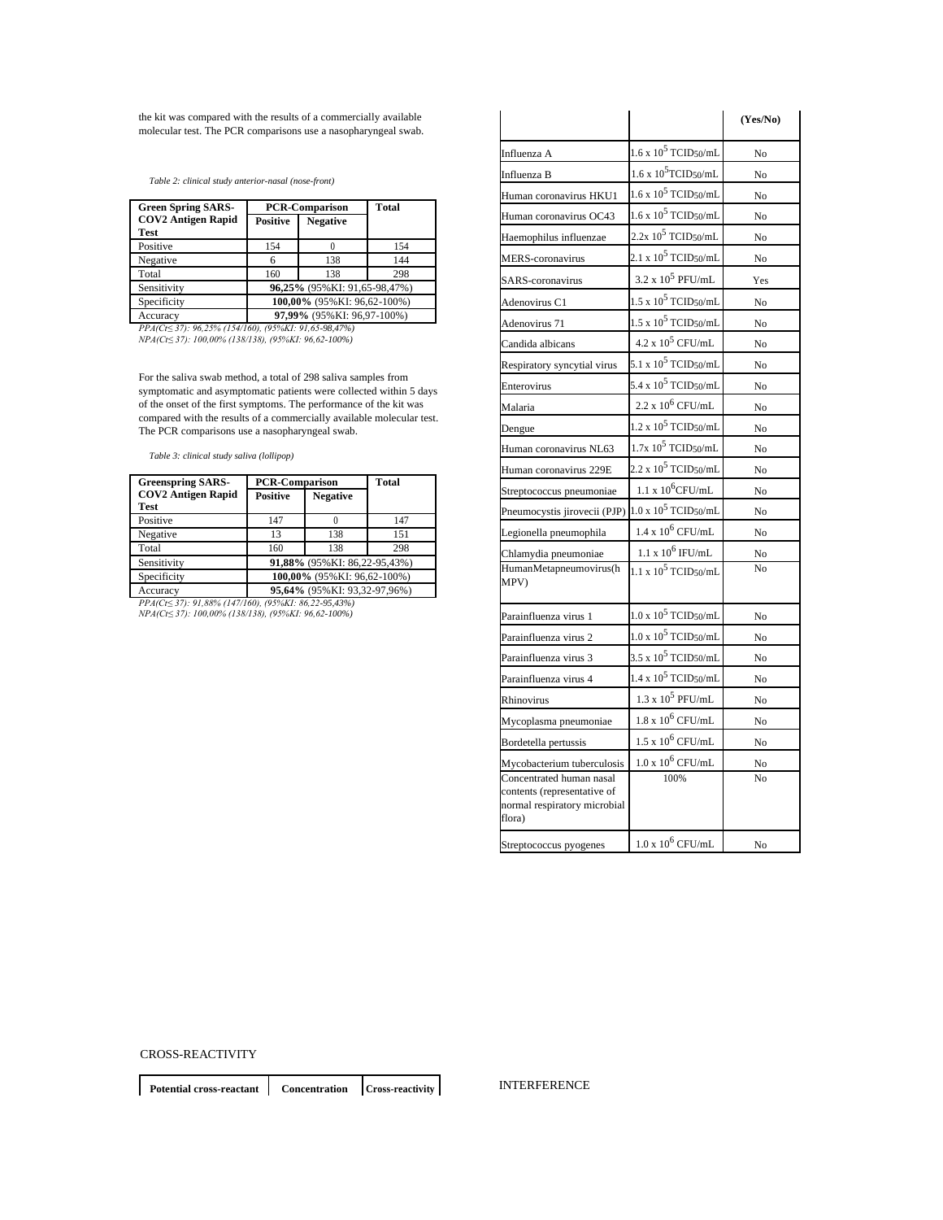the kit was compared with the results of a commercially available molecular test. The PCR comparisons use a nasopharyngeal swab.

*Table 2: clinical study anterior-nasal (nose-front)*

| Green Spring SARS-COV2 Antigen Rapid Test | PCR-Comparison | | Total |
|---|---|---|---|
| | Positive | Negative | |
| Positive | 154 | 0 | 154 |
| Negative | 6 | 138 | 144 |
| Total | 160 | 138 | 298 |
| Sensitivity | **96,25%** (95%KI: 91,65-98,47%) | | |
| Specificity | **100,00%** (95%KI: 96,62-100%) | | |
| Accuracy | **97,99%** (95%KI: 96,97-100%) | | |

*PPA(Ct≤ 37): 96,25% (154/160), (95%KI: 91,65-98,47%)*
*NPA(Ct≤ 37): 100,00% (138/138), (95%KI: 96,62-100%)*

For the saliva swab method, a total of 298 saliva samples from symptomatic and asymptomatic patients were collected within 5 days of the onset of the first symptoms. The performance of the kit was compared with the results of a commercially available molecular test. The PCR comparisons use a nasopharyngeal swab.

*Table 3: clinical study saliva (lollipop)*

| Greenspring SARS-COV2 Antigen Rapid Test | PCR-Comparison | | Total |
|---|---|---|---|
| | Positive | Negative | |
| Positive | 147 | 0 | 147 |
| Negative | 13 | 138 | 151 |
| Total | 160 | 138 | 298 |
| Sensitivity | **91,88%** (95%KI: 86,22-95,43%) | | |
| Specificity | **100,00%** (95%KI: 96,62-100%) | | |
| Accuracy | **95,64%** (95%KI: 93,32-97,96%) | | |

*PPA(Ct≤ 37): 91,88% (147/160), (95%KI: 86,22-95,43%)*
*NPA(Ct≤ 37): 100,00% (138/138), (95%KI: 96,62-100%)*

CROSS-REACTIVITY

| Potential cross-reactant | Concentration | Cross-reactivity (Yes/No) |
|---|---|---|
| Influenza A | $1.6 \times 10^5$ $TCID_{50}$/mL | No |
| Influenza B | $1.6 \times 10^5$ $TCID_{50}$/mL | No |
| Human coronavirus HKU1 | $1.6 \times 10^5$ $TCID_{50}$/mL | No |
| Human coronavirus OC43 | $1.6 \times 10^5$ $TCID_{50}$/mL | No |
| Haemophilus influenzae | $2.2 \times 10^5$ $TCID_{50}$/mL | No |
| MERS-coronavirus | $2.1 \times 10^5$ $TCID_{50}$/mL | No |
| SARS-coronavirus | $3.2 \times 10^5$ PFU/mL | Yes |
| Adenovirus C1 | $1.5 \times 10^5$ $TCID_{50}$/mL | No |
| Adenovirus 71 | $1.5 \times 10^5$ $TCID_{50}$/mL | No |
| Candida albicans | $4.2 \times 10^5$ CFU/mL | No |
| Respiratory syncytial virus | $5.1 \times 10^5$ $TCID_{50}$/mL | No |
| Enterovirus | $5.4 \times 10^5$ $TCID_{50}$/mL | No |
| Malaria | $2.2 \times 10^6$ CFU/mL | No |
| Dengue | $1.2 \times 10^5$ $TCID_{50}$/mL | No |
| Human coronavirus NL63 | $1.7 \times 10^5$ $TCID_{50}$/mL | No |
| Human coronavirus 229E | $2.2 \times 10^5$ $TCID_{50}$/mL | No |
| Streptococcus pneumoniae | $1.1 \times 10^6$ CFU/mL | No |
| Pneumocystis jirovecii (PJP) | $1.0 \times 10^5$ $TCID_{50}$/mL | No |
| Legionella pneumophila | $1.4 \times 10^6$ CFU/mL | No |
| Chlamydia pneumoniae | $1.1 \times 10^6$ IFU/mL | No |
| HumanMetapneumovirus(hMPV) | $1.1 \times 10^5$ $TCID_{50}$/mL | No |
| Parainfluenza virus 1 | $1.0 \times 10^5$ $TCID_{50}$/mL | No |
| Parainfluenza virus 2 | $1.0 \times 10^5$ $TCID_{50}$/mL | No |
| Parainfluenza virus 3 | $3.5 \times 10^5$ $TCID_{50}$/mL | No |
| Parainfluenza virus 4 | $1.4 \times 10^5$ $TCID_{50}$/mL | No |
| Rhinovirus | $1.3 \times 10^5$ PFU/mL | No |
| Mycoplasma pneumoniae | $1.8 \times 10^6$ CFU/mL | No |
| Bordetella pertussis | $1.5 \times 10^6$ CFU/mL | No |
| Mycobacterium tuberculosis | $1.0 \times 10^6$ CFU/mL | No |
| Concentrated human nasal contents (representative of normal respiratory microbial flora) | 100% | No |
| Streptococcus pyogenes | $1.0 \times 10^6$ CFU/mL | No |

INTERFERENCE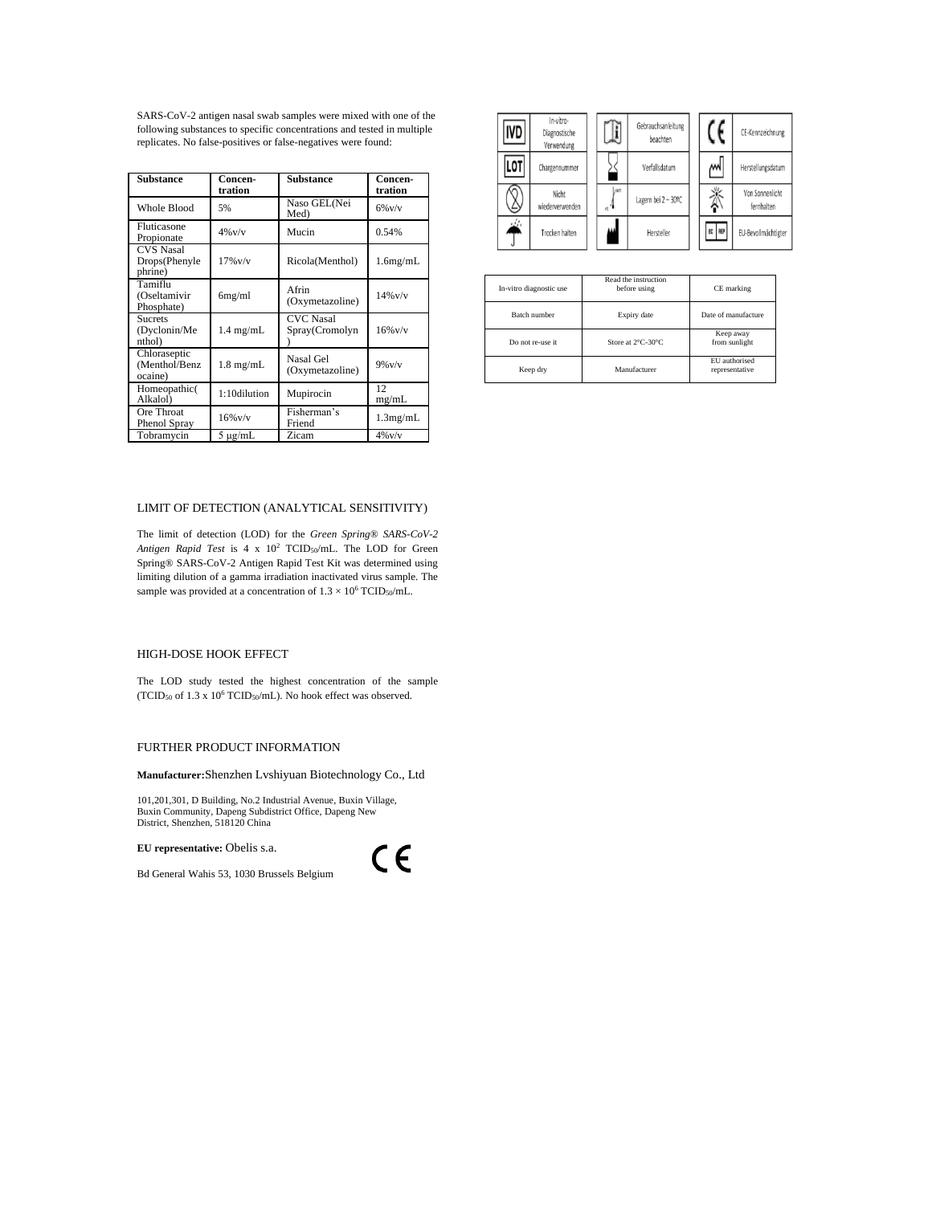SARS-CoV-2 antigen nasal swab samples were mixed with one of the following substances to specific concentrations and tested in multiple replicates. No false-positives or false-negatives were found:

| Substance | Concen-tration | Substance | Concen-tration |
|---|---|---|---|
| Whole Blood | 5% | Naso GEL(Nei Med) | 6%v/v |
| Fluticasone Propionate | 4%v/v | Mucin | 0.54% |
| CVS Nasal Drops(Phenylephrine) | 17%v/v | Ricola(Menthol) | 1.6mg/mL |
| Tamiflu (Oseltamivir Phosphate) | 6mg/ml | Afrin (Oxymetazoline) | 14%v/v |
| Sucrets (Dyclonin/Menthol) | 1.4 mg/mL | CVC Nasal Spray(Cromolyn) | 16%v/v |
| Chloraseptic (Menthol/Benzocaine) | 1.8 mg/mL | Nasal Gel (Oxymetazoline) | 9%v/v |
| Homeopathic( Alkalol) | 1:10dilution | Mupirocin | 12 mg/mL |
| Ore Throat Phenol Spray | 16%v/v | Fisherman's Friend | 1.3mg/mL |
| Tobramycin | 5 μg/mL | Zicam | 4%v/v |

## LIMIT OF DETECTION (ANALYTICAL SENSITIVITY)

The limit of detection (LOD) for the *Green Spring® SARS-CoV-2 Antigen Rapid Test* is 4 x $10^2$ $TCID_{50}$/mL. The LOD for Green Spring® SARS-CoV-2 Antigen Rapid Test Kit was determined using limiting dilution of a gamma irradiation inactivated virus sample. The sample was provided at a concentration of $1.3 \times 10^6$ $TCID_{50}$/mL.

## HIGH-DOSE HOOK EFFECT

The LOD study tested the highest concentration of the sample ($TCID_{50}$ of 1.3 x $10^6$ $TCID_{50}$/mL). No hook effect was observed.

## FURTHER PRODUCT INFORMATION

**Manufacturer:** Shenzhen Lvshiyuan Biotechnology Co., Ltd

101,201,301, D Building, No.2 Industrial Avenue, Buxin Village, Buxin Community, Dapeng Subdistrict Office, Dapeng New District, Shenzhen, 518120 China

**EU representative:** Obelis s.a.

Bd General Wahis 53, 1030 Brussels Belgium

CE

| | | | | | |
|---|---|---|---|---|---|
| IVD | In-vitro-Diagnostische Verwendung | | Gebrauchsanleitung beachten | CE | CE-Kennzeichnung |
| LOT | Chargennummer | | Verfallsdatum | | Herstellungsdatum |
| | Nicht wiederverwenden | | Lagern bei 2 ~ 30°C | | Von Sonnenlicht fernhalten |
| | Trocken halten | | Hersteller | EC REP | EU-Bevollmächtigter |

| | | |
|---|---|---|
| In-vitro diagnostic use | Read the instruction before using | CE marking |
| Batch number | Expiry date | Date of manufacture |
| Do not re-use it | Store at 2°C-30°C | Keep away from sunlight |
| Keep dry | Manufacturer | EU authorised representative |